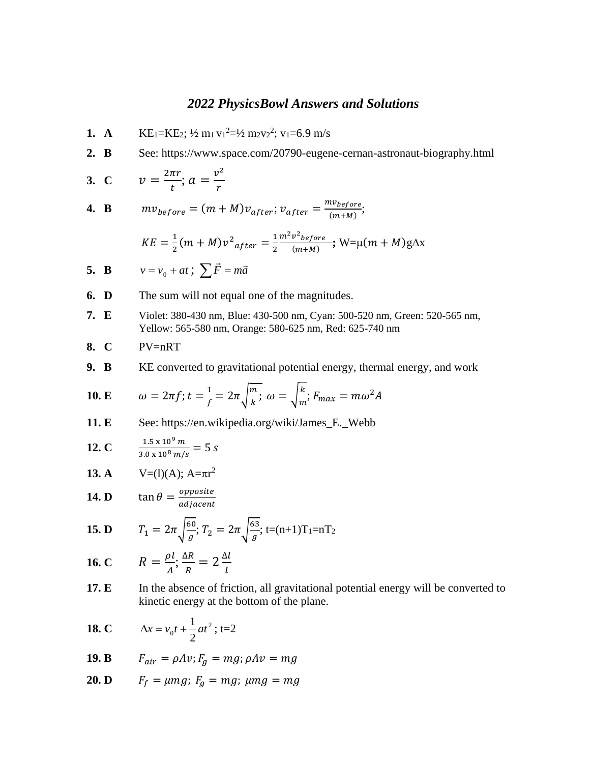# *2022 PhysicsBowl Answers and Solutions*

**1. A** $KE_1=KE_2$; $\frac{1}{2} m_1 v_1^2=\frac{1}{2} m_2 v_2^2$; $v_1=6.9$ m/s

**2. B** See: https://www.space.com/20790-eugene-cernan-astronaut-biography.html

**3. C** $v=\frac{2\pi r}{t}$; $a=\frac{v^2}{r}$

**4. B** $mv_{before}=(m+M)v_{after}$; $v_{after}=\frac{mv_{before}}{(m+M)}$;

$KE=\frac{1}{2}(m+M)v^2_{after}=\frac{1}{2}\frac{m^2v^2_{before}}{(m+M)}$; $W=\mu(m+M)g\Delta x$

**5. B** $v=v_0+at$; $\sum\vec{F}=m\vec{a}$

**6. D** The sum will not equal one of the magnitudes.

**7. E** Violet: 380-430 nm, Blue: 430-500 nm, Cyan: 500-520 nm, Green: 520-565 nm, Yellow: 565-580 nm, Orange: 580-625 nm, Red: 625-740 nm

**8. C** PV=nRT

**9. B** KE converted to gravitational potential energy, thermal energy, and work

**10. E** $\omega=2\pi f$; $t=\frac{1}{f}=2\pi\sqrt{\frac{m}{k}}$; $\omega=\sqrt{\frac{k}{m}}$; $F_{max}=m\omega^2 A$

**11. E** See: https://en.wikipedia.org/wiki/James_E._Webb

**12. C** $\frac{1.5 \text{ x } 10^9 \text{ } m}{3.0 \text{ x } 10^8 \text{ } m/s}=5 \text{ } s$

**13. A** $V=(l)(A)$; $A=\pi r^2$

**14. D** $\tan\theta=\frac{opposite}{adjacent}$

**15. D** $T_1=2\pi\sqrt{\frac{60}{g}}$; $T_2=2\pi\sqrt{\frac{63}{g}}$; $t=(n+1)T_1=nT_2$

**16. C** $R=\frac{\rho l}{A}$; $\frac{\Delta R}{R}=2\frac{\Delta l}{l}$

**17. E** In the absence of friction, all gravitational potential energy will be converted to kinetic energy at the bottom of the plane.

**18. C** $\Delta x=v_0 t+\frac{1}{2}at^2$; t=2

**19. B** $F_{air}=\rho Av$; $F_g=mg$; $\rho Av=mg$

**20. D** $F_f=\mu mg$; $F_g=mg$; $\mu mg=mg$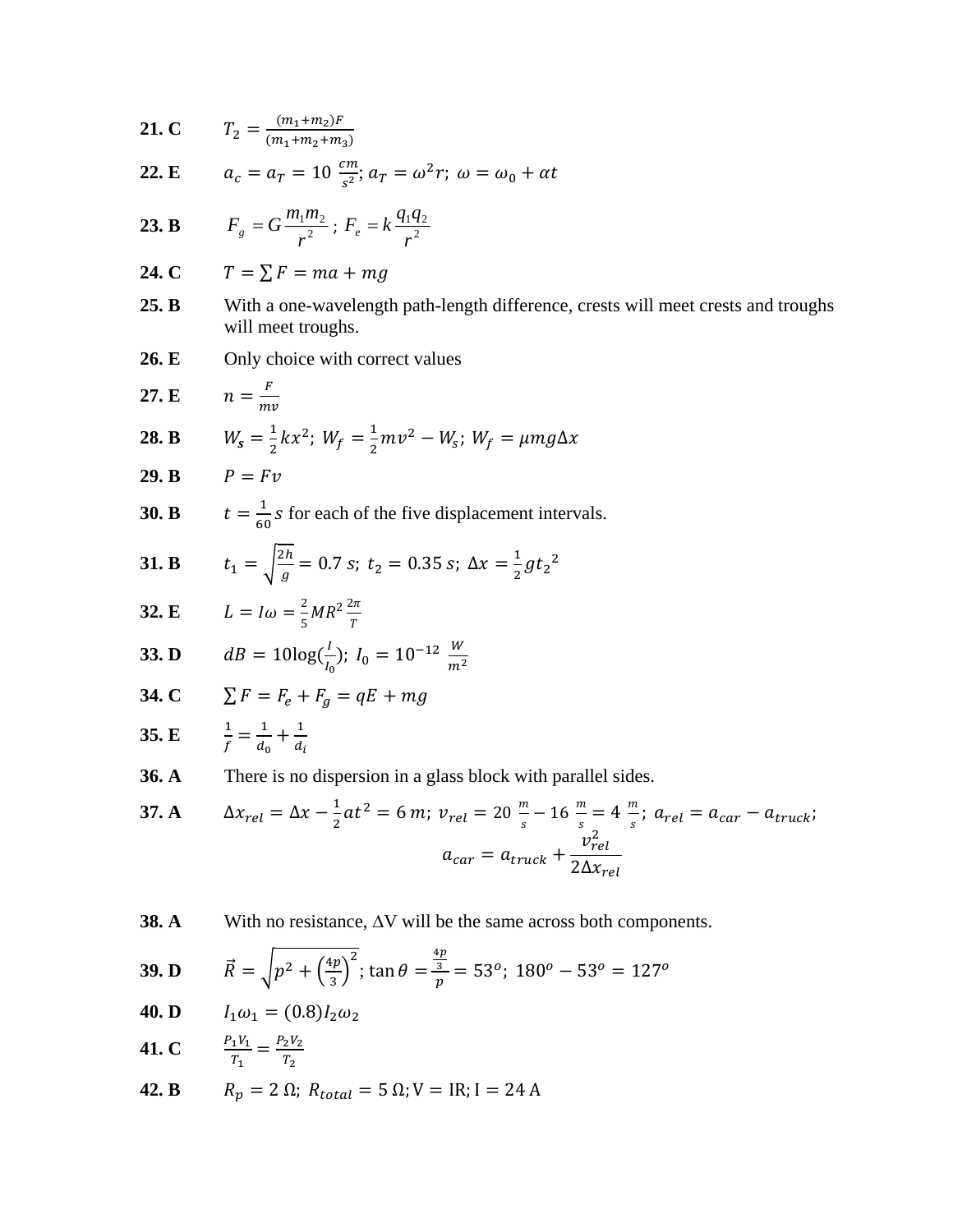**21. C** $T_2 = \frac{(m_1+m_2)F}{(m_1+m_2+m_3)}$

**22. E** $a_c = a_T = 10\ \frac{cm}{s^2};\ a_T = \omega^2 r;\ \omega = \omega_0 + \alpha t$

**23. B** $F_g = G\frac{m_1 m_2}{r^2}$ ; $F_e = k\frac{q_1 q_2}{r^2}$

**24. C** $T = \sum F = ma + mg$

**25. B** With a one-wavelength path-length difference, crests will meet crests and troughs will meet troughs.

**26. E** Only choice with correct values

**27. E** $n = \frac{F}{mv}$

**28. B** $W_s = \frac{1}{2}kx^2;\ W_f = \frac{1}{2}mv^2 - W_s;\ W_f = \mu mg\Delta x$

**29. B** $P = Fv$

**30. B** $t = \frac{1}{60}\,s$ for each of the five displacement intervals.

**31. B** $t_1 = \sqrt{\frac{2h}{g}} = 0.7\ s;\ t_2 = 0.35\ s;\ \Delta x = \frac{1}{2}g{t_2}^2$

**32. E** $L = I\omega = \frac{2}{5}MR^2\frac{2\pi}{T}$

**33. D** $dB = 10\log(\frac{I}{I_0});\ I_0 = 10^{-12}\ \frac{W}{m^2}$

**34. C** $\sum F = F_e + F_g = qE + mg$

**35. E** $\frac{1}{f} = \frac{1}{d_0} + \frac{1}{d_i}$

**36. A** There is no dispersion in a glass block with parallel sides.

**37. A** $\Delta x_{rel} = \Delta x - \frac{1}{2}at^2 = 6\,m;\ v_{rel} = 20\ \frac{m}{s} - 16\ \frac{m}{s} = 4\ \frac{m}{s};\ a_{rel} = a_{car} - a_{truck};$

$$a_{car} = a_{truck} + \frac{v_{rel}^2}{2\Delta x_{rel}}$$

**38. A** With no resistance, $\Delta V$ will be the same across both components.

**39. D** $\vec{R} = \sqrt{p^2 + \left(\frac{4p}{3}\right)^2};\ \tan\theta = \frac{\frac{4p}{3}}{p} = 53^o;\ 180^o - 53^o = 127^o$

**40. D** $I_1\omega_1 = (0.8)I_2\omega_2$

**41. C** $\frac{P_1V_1}{T_1} = \frac{P_2V_2}{T_2}$

**42. B** $R_p = 2\ \Omega;\ R_{total} = 5\ \Omega;\ V = IR;\ I = 24\ A$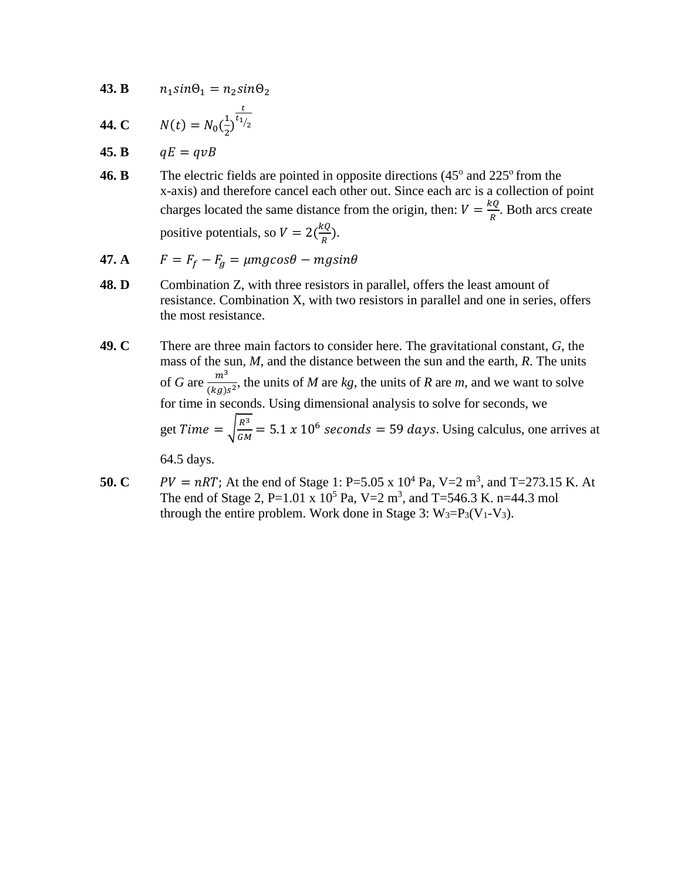**43. B** $n_1 sin\Theta_1 = n_2 sin\Theta_2$

**44. C** $N(t) = N_0(\frac{1}{2})^{\frac{t}{t_{1/2}}}$

**45. B** $qE = qvB$

**46. B** The electric fields are pointed in opposite directions (45° and 225° from the x-axis) and therefore cancel each other out. Since each arc is a collection of point charges located the same distance from the origin, then: $V = \frac{kQ}{R}$. Both arcs create positive potentials, so $V = 2(\frac{kQ}{R})$.

**47. A** $F = F_f - F_g = \mu mgcos\theta - mgsin\theta$

**48. D** Combination Z, with three resistors in parallel, offers the least amount of resistance. Combination X, with two resistors in parallel and one in series, offers the most resistance.

**49. C** There are three main factors to consider here. The gravitational constant, *G*, the mass of the sun, *M*, and the distance between the sun and the earth, *R*. The units of *G* are $\frac{m^3}{(kg)s^2}$, the units of *M* are *kg*, the units of *R* are *m*, and we want to solve for time in seconds. Using dimensional analysis to solve for seconds, we get $Time = \sqrt{\frac{R^3}{GM}} = 5.1 \ x \ 10^6 \ seconds = 59 \ days$. Using calculus, one arrives at 64.5 days.

**50. C** $PV = nRT$; At the end of Stage 1: P=5.05 x $10^4$ Pa, V=2 $m^3$, and T=273.15 K. At The end of Stage 2, P=1.01 x $10^5$ Pa, V=2 $m^3$, and T=546.3 K. n=44.3 mol through the entire problem. Work done in Stage 3: $W_3=P_3(V_1-V_3)$.